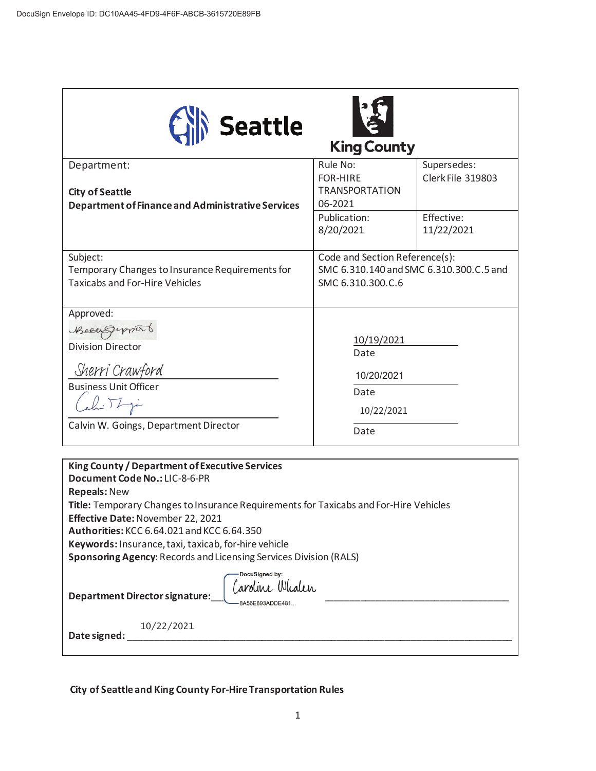DocuSign Envelope ID: DC10AA45-4FD9-4F6F-ABCB-3615720E89FB

Seattle | King County

| Department: | Rule No: | Supersedes: |
|---|---|---|
| **City of Seattle** **Department of Finance and Administrative Services** | FOR-HIRE TRANSPORTATION 06-2021 | Clerk File 319803 |
| | Publication: 8/20/2021 | Effective: 11/22/2021 |
| Subject: Temporary Changes to Insurance Requirements for Taxicabs and For-Hire Vehicles | Code and Section Reference(s): SMC 6.310.140 and SMC 6.310.300.C.5 and SMC 6.310.300.C.6 | |
| Approved: [signature] Division Director | 10/19/2021 Date | |
| Sherri Crawford Business Unit Officer | 10/20/2021 Date | |
| [signature] Calvin W. Goings, Department Director | 10/22/2021 Date | |

**King County / Department of Executive Services**
**Document Code No.:** LIC-8-6-PR
**Repeals:** New
**Title:** Temporary Changes to Insurance Requirements for Taxicabs and For-Hire Vehicles
**Effective Date:** November 22, 2021
**Authorities:** KCC 6.64.021 and KCC 6.64.350
**Keywords:** Insurance, taxi, taxicab, for-hire vehicle
**Sponsoring Agency:** Records and Licensing Services Division (RALS)

**Department Director signature:** DocuSigned by: Caroline Whalen 8A56E893ADDE481...

**Date signed:** 10/22/2021

**City of Seattle and King County For-Hire Transportation Rules**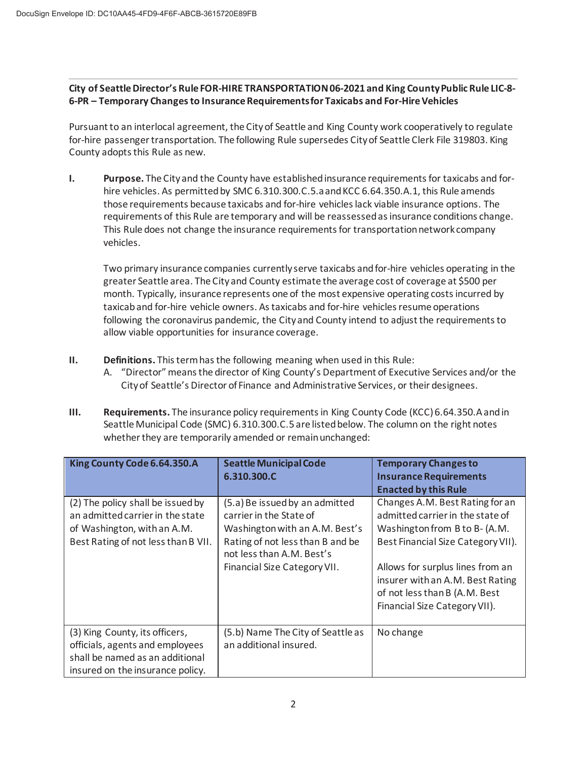**City of Seattle Director's Rule FOR-HIRE TRANSPORTATION 06-2021 and King County Public Rule LIC-8-6-PR – Temporary Changes to Insurance Requirements for Taxicabs and For-Hire Vehicles**

Pursuant to an interlocal agreement, the City of Seattle and King County work cooperatively to regulate for-hire passenger transportation. The following Rule supersedes City of Seattle Clerk File 319803. King County adopts this Rule as new.

**I. Purpose.** The City and the County have established insurance requirements for taxicabs and for-hire vehicles. As permitted by SMC 6.310.300.C.5.a and KCC 6.64.350.A.1, this Rule amends those requirements because taxicabs and for-hire vehicles lack viable insurance options. The requirements of this Rule are temporary and will be reassessed as insurance conditions change. This Rule does not change the insurance requirements for transportation network company vehicles.

Two primary insurance companies currently serve taxicabs and for-hire vehicles operating in the greater Seattle area. The City and County estimate the average cost of coverage at $500 per month. Typically, insurance represents one of the most expensive operating costs incurred by taxicab and for-hire vehicle owners. As taxicabs and for-hire vehicles resume operations following the coronavirus pandemic, the City and County intend to adjust the requirements to allow viable opportunities for insurance coverage.

**II. Definitions.** This term has the following meaning when used in this Rule:

A. "Director" means the director of King County's Department of Executive Services and/or the City of Seattle's Director of Finance and Administrative Services, or their designees.

**III. Requirements.** The insurance policy requirements in King County Code (KCC) 6.64.350.A and in Seattle Municipal Code (SMC) 6.310.300.C.5 are listed below. The column on the right notes whether they are temporarily amended or remain unchanged:

| King County Code 6.64.350.A | Seattle Municipal Code 6.310.300.C | Temporary Changes to Insurance Requirements Enacted by this Rule |
|---|---|---|
| (2) The policy shall be issued by an admitted carrier in the state of Washington, with an A.M. Best Rating of not less than B VII. | (5.a) Be issued by an admitted carrier in the State of Washington with an A.M. Best's Rating of not less than B and be not less than A.M. Best's Financial Size Category VII. | Changes A.M. Best Rating for an admitted carrier in the state of Washington from B to B- (A.M. Best Financial Size Category VII).<br><br>Allows for surplus lines from an insurer with an A.M. Best Rating of not less than B (A.M. Best Financial Size Category VII). |
| (3) King County, its officers, officials, agents and employees shall be named as an additional insured on the insurance policy. | (5.b) Name The City of Seattle as an additional insured. | No change |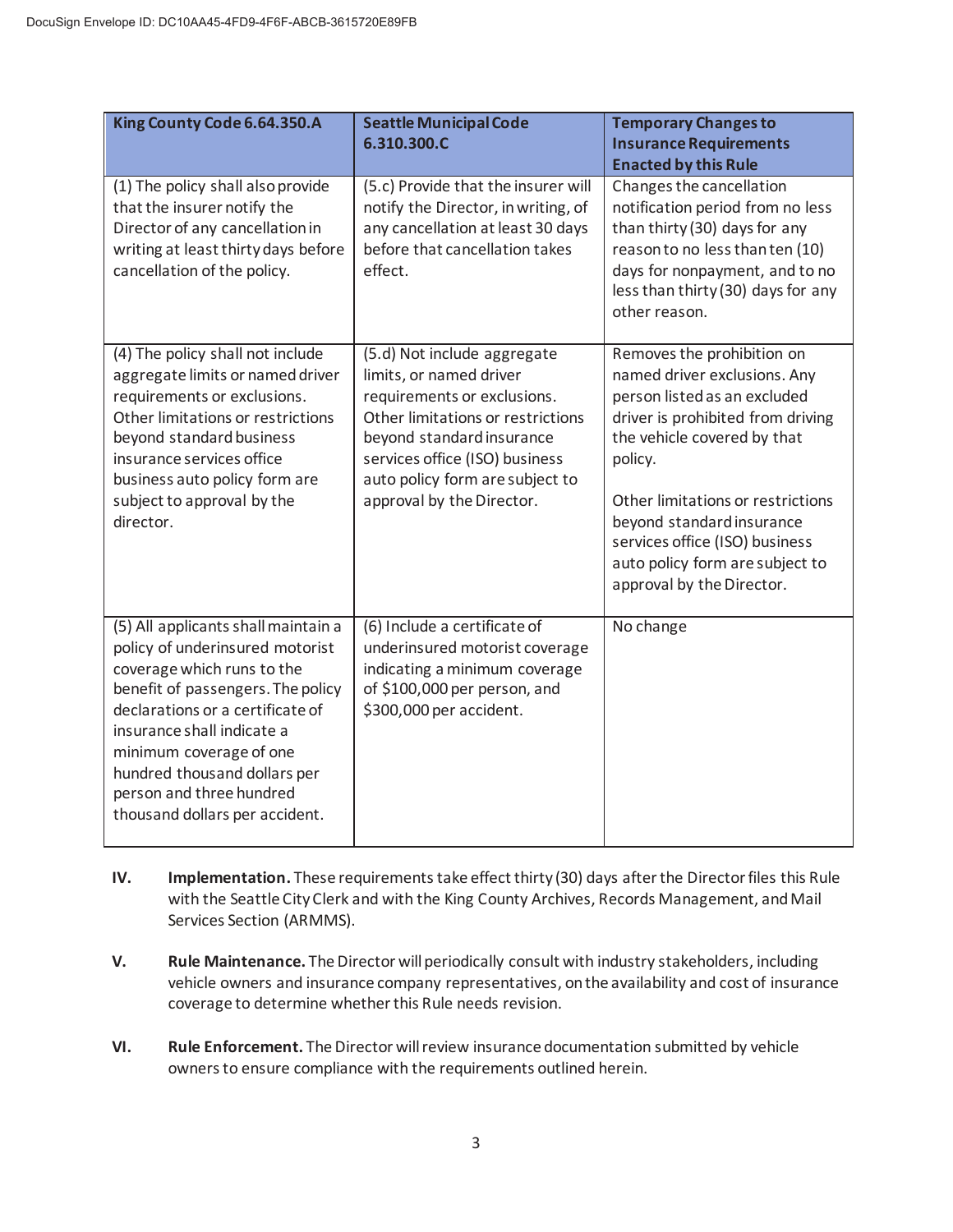| King County Code 6.64.350.A | Seattle Municipal Code 6.310.300.C | Temporary Changes to Insurance Requirements Enacted by this Rule |
|---|---|---|
| (1) The policy shall also provide that the insurer notify the Director of any cancellation in writing at least thirty days before cancellation of the policy. | (5.c) Provide that the insurer will notify the Director, in writing, of any cancellation at least 30 days before that cancellation takes effect. | Changes the cancellation notification period from no less than thirty (30) days for any reason to no less than ten (10) days for nonpayment, and to no less than thirty (30) days for any other reason. |
| (4) The policy shall not include aggregate limits or named driver requirements or exclusions. Other limitations or restrictions beyond standard business insurance services office business auto policy form are subject to approval by the director. | (5.d) Not include aggregate limits, or named driver requirements or exclusions. Other limitations or restrictions beyond standard insurance services office (ISO) business auto policy form are subject to approval by the Director. | Removes the prohibition on named driver exclusions. Any person listed as an excluded driver is prohibited from driving the vehicle covered by that policy.<br><br>Other limitations or restrictions beyond standard insurance services office (ISO) business auto policy form are subject to approval by the Director. |
| (5) All applicants shall maintain a policy of underinsured motorist coverage which runs to the benefit of passengers. The policy declarations or a certificate of insurance shall indicate a minimum coverage of one hundred thousand dollars per person and three hundred thousand dollars per accident. | (6) Include a certificate of underinsured motorist coverage indicating a minimum coverage of $100,000 per person, and $300,000 per accident. | No change |

**IV. Implementation.** These requirements take effect thirty (30) days after the Director files this Rule with the Seattle City Clerk and with the King County Archives, Records Management, and Mail Services Section (ARMMS).

**V. Rule Maintenance.** The Director will periodically consult with industry stakeholders, including vehicle owners and insurance company representatives, on the availability and cost of insurance coverage to determine whether this Rule needs revision.

**VI. Rule Enforcement.** The Director will review insurance documentation submitted by vehicle owners to ensure compliance with the requirements outlined herein.